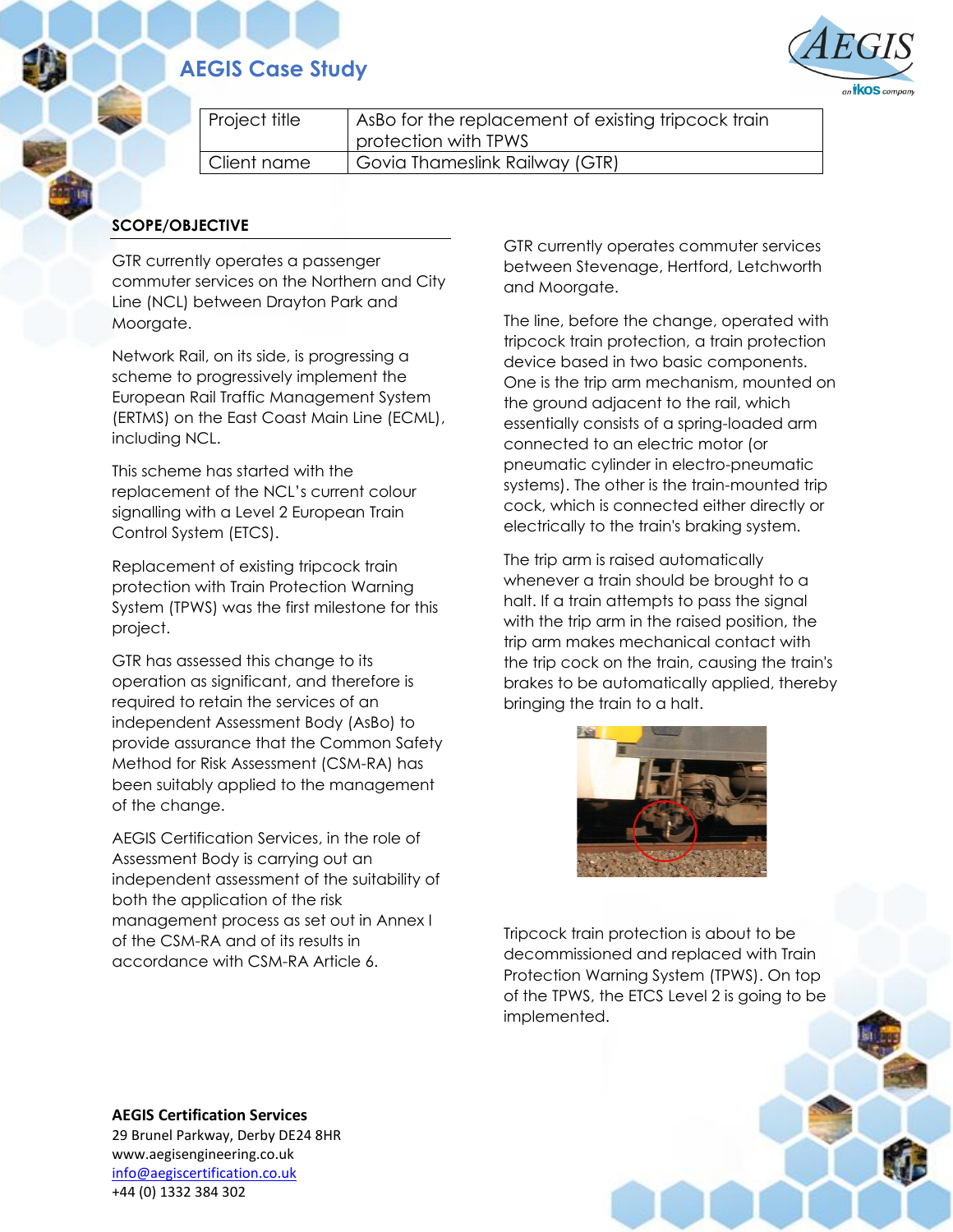# AEGIS Case Study

| Project title | AsBo for the replacement of existing tripcock train protection with TPWS |
| --- | --- |
| Client name | Govia Thameslink Railway (GTR) |

## SCOPE/OBJECTIVE

GTR currently operates a passenger commuter services on the Northern and City Line (NCL) between Drayton Park and Moorgate.

Network Rail, on its side, is progressing a scheme to progressively implement the European Rail Traffic Management System (ERTMS) on the East Coast Main Line (ECML), including NCL.

This scheme has started with the replacement of the NCL's current colour signalling with a Level 2 European Train Control System (ETCS).

Replacement of existing tripcock train protection with Train Protection Warning System (TPWS) was the first milestone for this project.

GTR has assessed this change to its operation as significant, and therefore is required to retain the services of an independent Assessment Body (AsBo) to provide assurance that the Common Safety Method for Risk Assessment (CSM-RA) has been suitably applied to the management of the change.

AEGIS Certification Services, in the role of Assessment Body is carrying out an independent assessment of the suitability of both the application of the risk management process as set out in Annex I of the CSM-RA and of its results in accordance with CSM-RA Article 6.

GTR currently operates commuter services between Stevenage, Hertford, Letchworth and Moorgate.

The line, before the change, operated with tripcock train protection, a train protection device based in two basic components. One is the trip arm mechanism, mounted on the ground adjacent to the rail, which essentially consists of a spring-loaded arm connected to an electric motor (or pneumatic cylinder in electro-pneumatic systems). The other is the train-mounted trip cock, which is connected either directly or electrically to the train's braking system.

The trip arm is raised automatically whenever a train should be brought to a halt. If a train attempts to pass the signal with the trip arm in the raised position, the trip arm makes mechanical contact with the trip cock on the train, causing the train's brakes to be automatically applied, thereby bringing the train to a halt.

Tripcock train protection is about to be decommissioned and replaced with Train Protection Warning System (TPWS). On top of the TPWS, the ETCS Level 2 is going to be implemented.

**AEGIS Certification Services**
29 Brunel Parkway, Derby DE24 8HR
www.aegisengineering.co.uk
info@aegiscertification.co.uk
+44 (0) 1332 384 302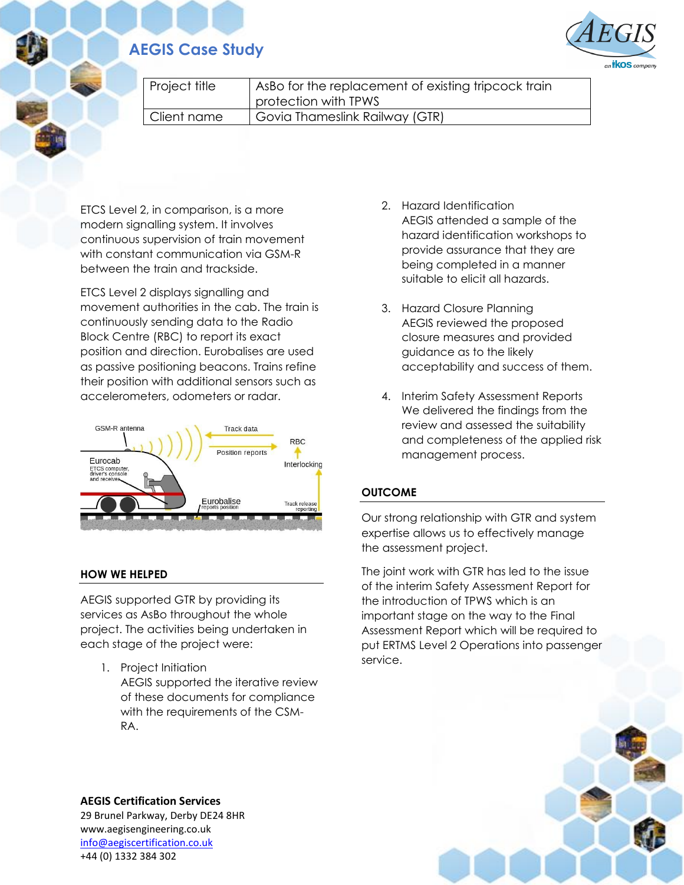# AEGIS Case Study

| | |
|---|---|
| Project title | AsBo for the replacement of existing tripcock train protection with TPWS |
| Client name | Govia Thameslink Railway (GTR) |

ETCS Level 2, in comparison, is a more modern signalling system. It involves continuous supervision of train movement with constant communication via GSM-R between the train and trackside.

ETCS Level 2 displays signalling and movement authorities in the cab. The train is continuously sending data to the Radio Block Centre (RBC) to report its exact position and direction. Eurobalises are used as passive positioning beacons. Trains refine their position with additional sensors such as accelerometers, odometers or radar.

GSM-R antenna
Track data
RBC
Position reports
Eurocab
ETCS computer, driver's console and receiver
Interlocking
Eurobalise
reports position
Track release reporting

## HOW WE HELPED

AEGIS supported GTR by providing its services as AsBo throughout the whole project. The activities being undertaken in each stage of the project were:

1. Project Initiation
   AEGIS supported the iterative review of these documents for compliance with the requirements of the CSM-RA.

2. Hazard Identification
   AEGIS attended a sample of the hazard identification workshops to provide assurance that they are being completed in a manner suitable to elicit all hazards.

3. Hazard Closure Planning
   AEGIS reviewed the proposed closure measures and provided guidance as to the likely acceptability and success of them.

4. Interim Safety Assessment Reports
   We delivered the findings from the review and assessed the suitability and completeness of the applied risk management process.

## OUTCOME

Our strong relationship with GTR and system expertise allows us to effectively manage the assessment project.

The joint work with GTR has led to the issue of the interim Safety Assessment Report for the introduction of TPWS which is an important stage on the way to the Final Assessment Report which will be required to put ERTMS Level 2 Operations into passenger service.

**AEGIS Certification Services**
29 Brunel Parkway, Derby DE24 8HR
www.aegisengineering.co.uk
info@aegiscertification.co.uk
+44 (0) 1332 384 302